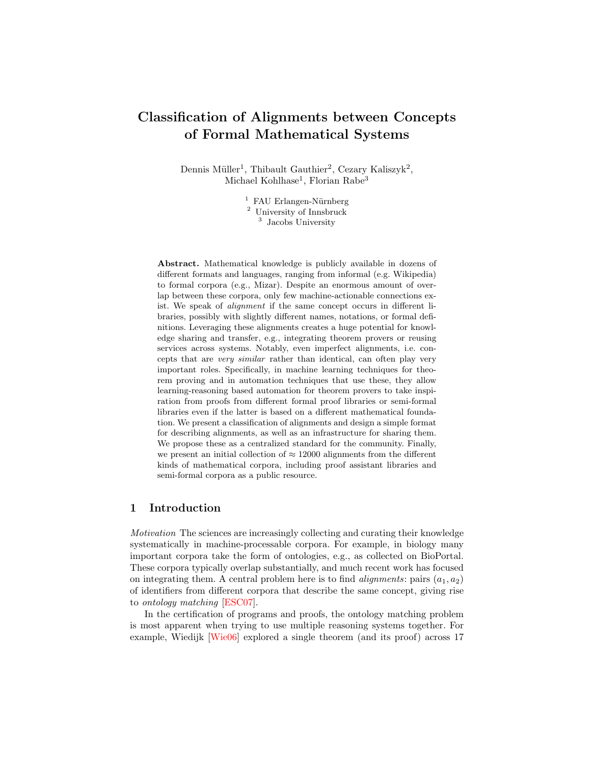# Classification of Alignments between Concepts of Formal Mathematical Systems

Dennis Müller[1], Thibault Gauthier[2], Cezary Kaliszyk[2], Michael Kohlhase[1], Florian Rabe[3]

[1] FAU Erlangen-Nürnberg
[2] University of Innsbruck
[3] Jacobs University

**Abstract.** Mathematical knowledge is publicly available in dozens of different formats and languages, ranging from informal (e.g. Wikipedia) to formal corpora (e.g., Mizar). Despite an enormous amount of overlap between these corpora, only few machine-actionable connections exist. We speak of *alignment* if the same concept occurs in different libraries, possibly with slightly different names, notations, or formal definitions. Leveraging these alignments creates a huge potential for knowledge sharing and transfer, e.g., integrating theorem provers or reusing services across systems. Notably, even imperfect alignments, i.e. concepts that are *very similar* rather than identical, can often play very important roles. Specifically, in machine learning techniques for theorem proving and in automation techniques that use these, they allow learning-reasoning based automation for theorem provers to take inspiration from proofs from different formal proof libraries or semi-formal libraries even if the latter is based on a different mathematical foundation. We present a classification of alignments and design a simple format for describing alignments, as well as an infrastructure for sharing them. We propose these as a centralized standard for the community. Finally, we present an initial collection of $\approx 12000$ alignments from the different kinds of mathematical corpora, including proof assistant libraries and semi-formal corpora as a public resource.

## 1 Introduction

*Motivation* The sciences are increasingly collecting and curating their knowledge systematically in machine-processable corpora. For example, in biology many important corpora take the form of ontologies, e.g., as collected on BioPortal. These corpora typically overlap substantially, and much recent work has focused on integrating them. A central problem here is to find *alignments*: pairs $(a_1, a_2)$ of identifiers from different corpora that describe the same concept, giving rise to *ontology matching* [ESC07].

In the certification of programs and proofs, the ontology matching problem is most apparent when trying to use multiple reasoning systems together. For example, Wiedijk [Wie06] explored a single theorem (and its proof) across 17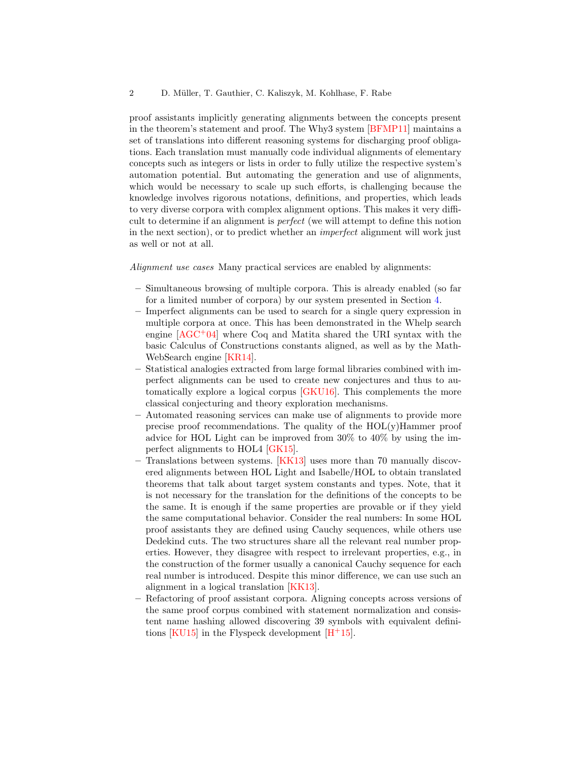proof assistants implicitly generating alignments between the concepts present in the theorem's statement and proof. The Why3 system [BFMP11] maintains a set of translations into different reasoning systems for discharging proof obligations. Each translation must manually code individual alignments of elementary concepts such as integers or lists in order to fully utilize the respective system's automation potential. But automating the generation and use of alignments, which would be necessary to scale up such efforts, is challenging because the knowledge involves rigorous notations, definitions, and properties, which leads to very diverse corpora with complex alignment options. This makes it very difficult to determine if an alignment is *perfect* (we will attempt to define this notion in the next section), or to predict whether an *imperfect* alignment will work just as well or not at all.

*Alignment use cases* Many practical services are enabled by alignments:

– Simultaneous browsing of multiple corpora. This is already enabled (so far for a limited number of corpora) by our system presented in Section 4.
– Imperfect alignments can be used to search for a single query expression in multiple corpora at once. This has been demonstrated in the Whelp search engine [AGC+04] where Coq and Matita shared the URI syntax with the basic Calculus of Constructions constants aligned, as well as by the MathWebSearch engine [KR14].
– Statistical analogies extracted from large formal libraries combined with imperfect alignments can be used to create new conjectures and thus to automatically explore a logical corpus [GKU16]. This complements the more classical conjecturing and theory exploration mechanisms.
– Automated reasoning services can make use of alignments to provide more precise proof recommendations. The quality of the HOL(y)Hammer proof advice for HOL Light can be improved from 30% to 40% by using the imperfect alignments to HOL4 [GK15].
– Translations between systems. [KK13] uses more than 70 manually discovered alignments between HOL Light and Isabelle/HOL to obtain translated theorems that talk about target system constants and types. Note, that it is not necessary for the translation for the definitions of the concepts to be the same. It is enough if the same properties are provable or if they yield the same computational behavior. Consider the real numbers: In some HOL proof assistants they are defined using Cauchy sequences, while others use Dedekind cuts. The two structures share all the relevant real number properties. However, they disagree with respect to irrelevant properties, e.g., in the construction of the former usually a canonical Cauchy sequence for each real number is introduced. Despite this minor difference, we can use such an alignment in a logical translation [KK13].
– Refactoring of proof assistant corpora. Aligning concepts across versions of the same proof corpus combined with statement normalization and consistent name hashing allowed discovering 39 symbols with equivalent definitions [KU15] in the Flyspeck development [H+15].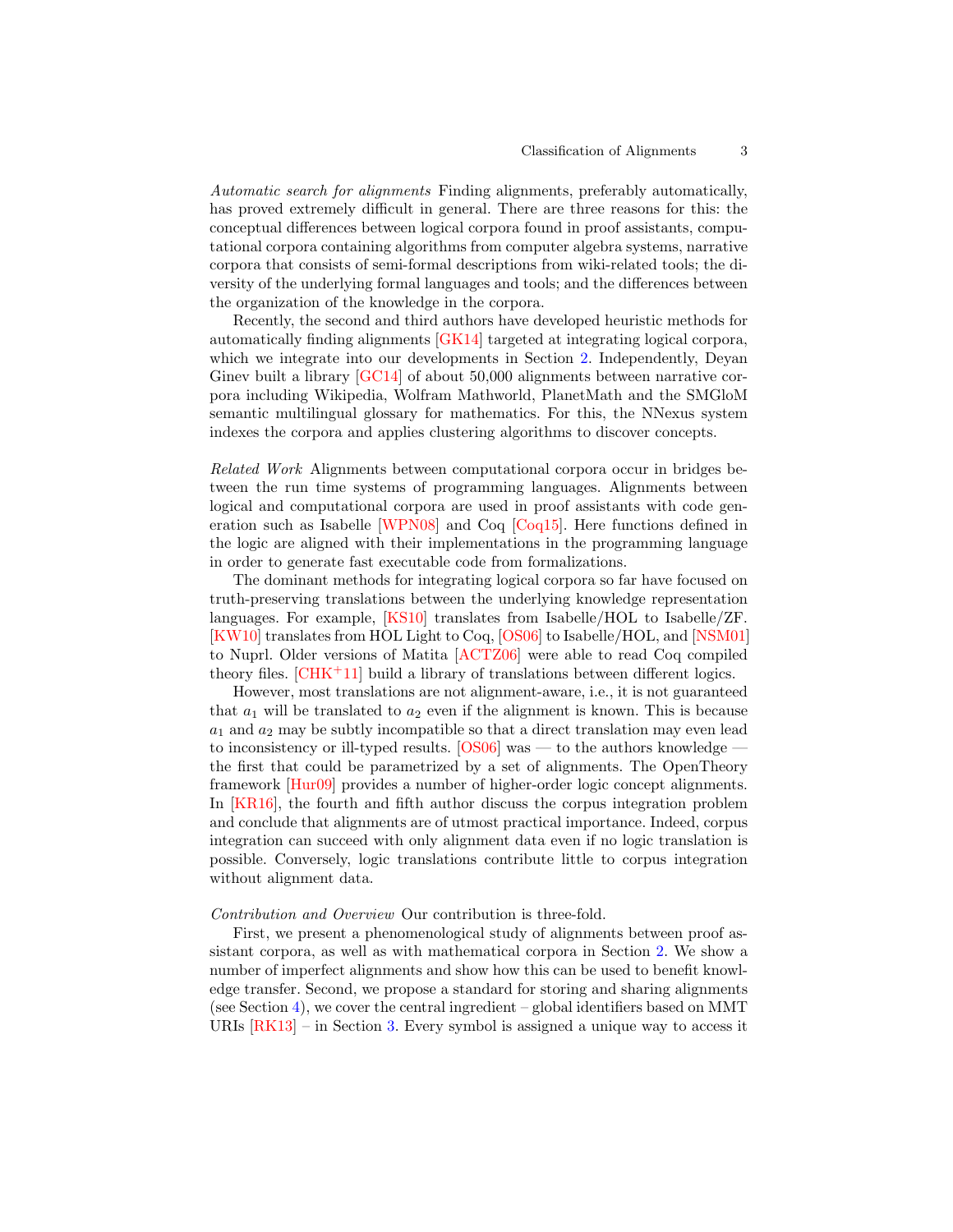*Automatic search for alignments* Finding alignments, preferably automatically, has proved extremely difficult in general. There are three reasons for this: the conceptual differences between logical corpora found in proof assistants, computational corpora containing algorithms from computer algebra systems, narrative corpora that consists of semi-formal descriptions from wiki-related tools; the diversity of the underlying formal languages and tools; and the differences between the organization of the knowledge in the corpora.

Recently, the second and third authors have developed heuristic methods for automatically finding alignments [GK14] targeted at integrating logical corpora, which we integrate into our developments in Section 2. Independently, Deyan Ginev built a library [GC14] of about 50,000 alignments between narrative corpora including Wikipedia, Wolfram Mathworld, PlanetMath and the SMGloM semantic multilingual glossary for mathematics. For this, the NNexus system indexes the corpora and applies clustering algorithms to discover concepts.

*Related Work* Alignments between computational corpora occur in bridges between the run time systems of programming languages. Alignments between logical and computational corpora are used in proof assistants with code generation such as Isabelle [WPN08] and Coq [Coq15]. Here functions defined in the logic are aligned with their implementations in the programming language in order to generate fast executable code from formalizations.

The dominant methods for integrating logical corpora so far have focused on truth-preserving translations between the underlying knowledge representation languages. For example, [KS10] translates from Isabelle/HOL to Isabelle/ZF. [KW10] translates from HOL Light to Coq, [OS06] to Isabelle/HOL, and [NSM01] to Nuprl. Older versions of Matita [ACTZ06] were able to read Coq compiled theory files. [CHK+11] build a library of translations between different logics.

However, most translations are not alignment-aware, i.e., it is not guaranteed that $a_1$ will be translated to $a_2$ even if the alignment is known. This is because $a_1$ and $a_2$ may be subtly incompatible so that a direct translation may even lead to inconsistency or ill-typed results. [OS06] was — to the authors knowledge — the first that could be parametrized by a set of alignments. The OpenTheory framework [Hur09] provides a number of higher-order logic concept alignments. In [KR16], the fourth and fifth author discuss the corpus integration problem and conclude that alignments are of utmost practical importance. Indeed, corpus integration can succeed with only alignment data even if no logic translation is possible. Conversely, logic translations contribute little to corpus integration without alignment data.

*Contribution and Overview* Our contribution is three-fold.

First, we present a phenomenological study of alignments between proof assistant corpora, as well as with mathematical corpora in Section 2. We show a number of imperfect alignments and show how this can be used to benefit knowledge transfer. Second, we propose a standard for storing and sharing alignments (see Section 4), we cover the central ingredient – global identifiers based on MMT URIs [RK13] – in Section 3. Every symbol is assigned a unique way to access it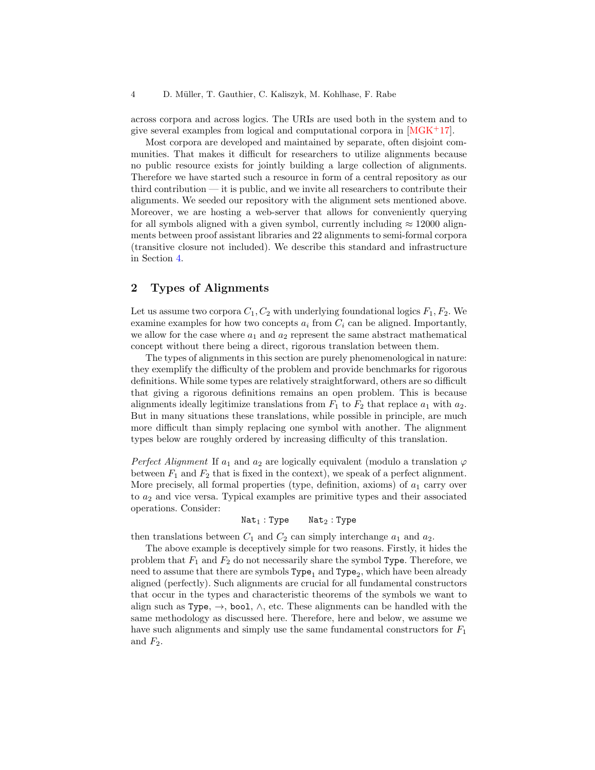across corpora and across logics. The URIs are used both in the system and to give several examples from logical and computational corpora in [MGK+17].

Most corpora are developed and maintained by separate, often disjoint communities. That makes it difficult for researchers to utilize alignments because no public resource exists for jointly building a large collection of alignments. Therefore we have started such a resource in form of a central repository as our third contribution — it is public, and we invite all researchers to contribute their alignments. We seeded our repository with the alignment sets mentioned above. Moreover, we are hosting a web-server that allows for conveniently querying for all symbols aligned with a given symbol, currently including $\approx 12000$ alignments between proof assistant libraries and 22 alignments to semi-formal corpora (transitive closure not included). We describe this standard and infrastructure in Section 4.

## 2 Types of Alignments

Let us assume two corpora $C_1, C_2$ with underlying foundational logics $F_1, F_2$. We examine examples for how two concepts $a_i$ from $C_i$ can be aligned. Importantly, we allow for the case where $a_1$ and $a_2$ represent the same abstract mathematical concept without there being a direct, rigorous translation between them.

The types of alignments in this section are purely phenomenological in nature: they exemplify the difficulty of the problem and provide benchmarks for rigorous definitions. While some types are relatively straightforward, others are so difficult that giving a rigorous definitions remains an open problem. This is because alignments ideally legitimize translations from $F_1$ to $F_2$ that replace $a_1$ with $a_2$. But in many situations these translations, while possible in principle, are much more difficult than simply replacing one symbol with another. The alignment types below are roughly ordered by increasing difficulty of this translation.

*Perfect Alignment* If $a_1$ and $a_2$ are logically equivalent (modulo a translation $\varphi$ between $F_1$ and $F_2$ that is fixed in the context), we speak of a perfect alignment. More precisely, all formal properties (type, definition, axioms) of $a_1$ carry over to $a_2$ and vice versa. Typical examples are primitive types and their associated operations. Consider:

$$\mathtt{Nat}_1 : \mathtt{Type} \qquad \mathtt{Nat}_2 : \mathtt{Type}$$

then translations between $C_1$ and $C_2$ can simply interchange $a_1$ and $a_2$.

The above example is deceptively simple for two reasons. Firstly, it hides the problem that $F_1$ and $F_2$ do not necessarily share the symbol `Type`. Therefore, we need to assume that there are symbols $\mathtt{Type}_1$ and $\mathtt{Type}_2$, which have been already aligned (perfectly). Such alignments are crucial for all fundamental constructors that occur in the types and characteristic theorems of the symbols we want to align such as `Type`, $\rightarrow$, `bool`, $\wedge$, etc. These alignments can be handled with the same methodology as discussed here. Therefore, here and below, we assume we have such alignments and simply use the same fundamental constructors for $F_1$ and $F_2$.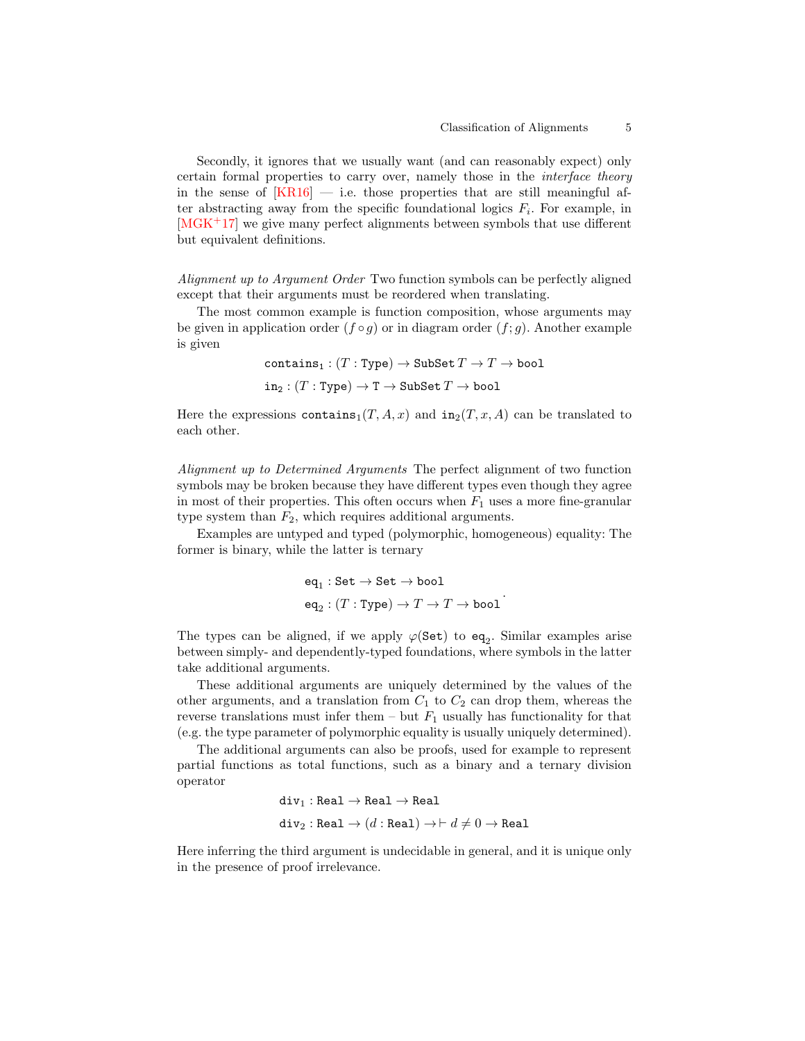Secondly, it ignores that we usually want (and can reasonably expect) only certain formal properties to carry over, namely those in the *interface theory* in the sense of [KR16] — i.e. those properties that are still meaningful after abstracting away from the specific foundational logics $F_i$. For example, in [MGK+17] we give many perfect alignments between symbols that use different but equivalent definitions.

*Alignment up to Argument Order* Two function symbols can be perfectly aligned except that their arguments must be reordered when translating.

The most common example is function composition, whose arguments may be given in application order ($f \circ g$) or in diagram order ($f; g$). Another example is given

$$\texttt{contains}_1 : (T : \texttt{Type}) \to \texttt{SubSet}\, T \to T \to \texttt{bool}$$
$$\texttt{in}_2 : (T : \texttt{Type}) \to \texttt{T} \to \texttt{SubSet}\, T \to \texttt{bool}$$

Here the expressions $\texttt{contains}_1(T, A, x)$ and $\texttt{in}_2(T, x, A)$ can be translated to each other.

*Alignment up to Determined Arguments* The perfect alignment of two function symbols may be broken because they have different types even though they agree in most of their properties. This often occurs when $F_1$ uses a more fine-granular type system than $F_2$, which requires additional arguments.

Examples are untyped and typed (polymorphic, homogeneous) equality: The former is binary, while the latter is ternary

$$\texttt{eq}_1 : \texttt{Set} \to \texttt{Set} \to \texttt{bool}$$
$$\texttt{eq}_2 : (T : \texttt{Type}) \to T \to T \to \texttt{bool}\,.$$

The types can be aligned, if we apply $\varphi(\texttt{Set})$ to $\texttt{eq}_2$. Similar examples arise between simply- and dependently-typed foundations, where symbols in the latter take additional arguments.

These additional arguments are uniquely determined by the values of the other arguments, and a translation from $C_1$ to $C_2$ can drop them, whereas the reverse translations must infer them – but $F_1$ usually has functionality for that (e.g. the type parameter of polymorphic equality is usually uniquely determined).

The additional arguments can also be proofs, used for example to represent partial functions as total functions, such as a binary and a ternary division operator

$$\texttt{div}_1 : \texttt{Real} \to \texttt{Real} \to \texttt{Real}$$
$$\texttt{div}_2 : \texttt{Real} \to (d : \texttt{Real}) \to \vdash d \neq 0 \to \texttt{Real}$$

Here inferring the third argument is undecidable in general, and it is unique only in the presence of proof irrelevance.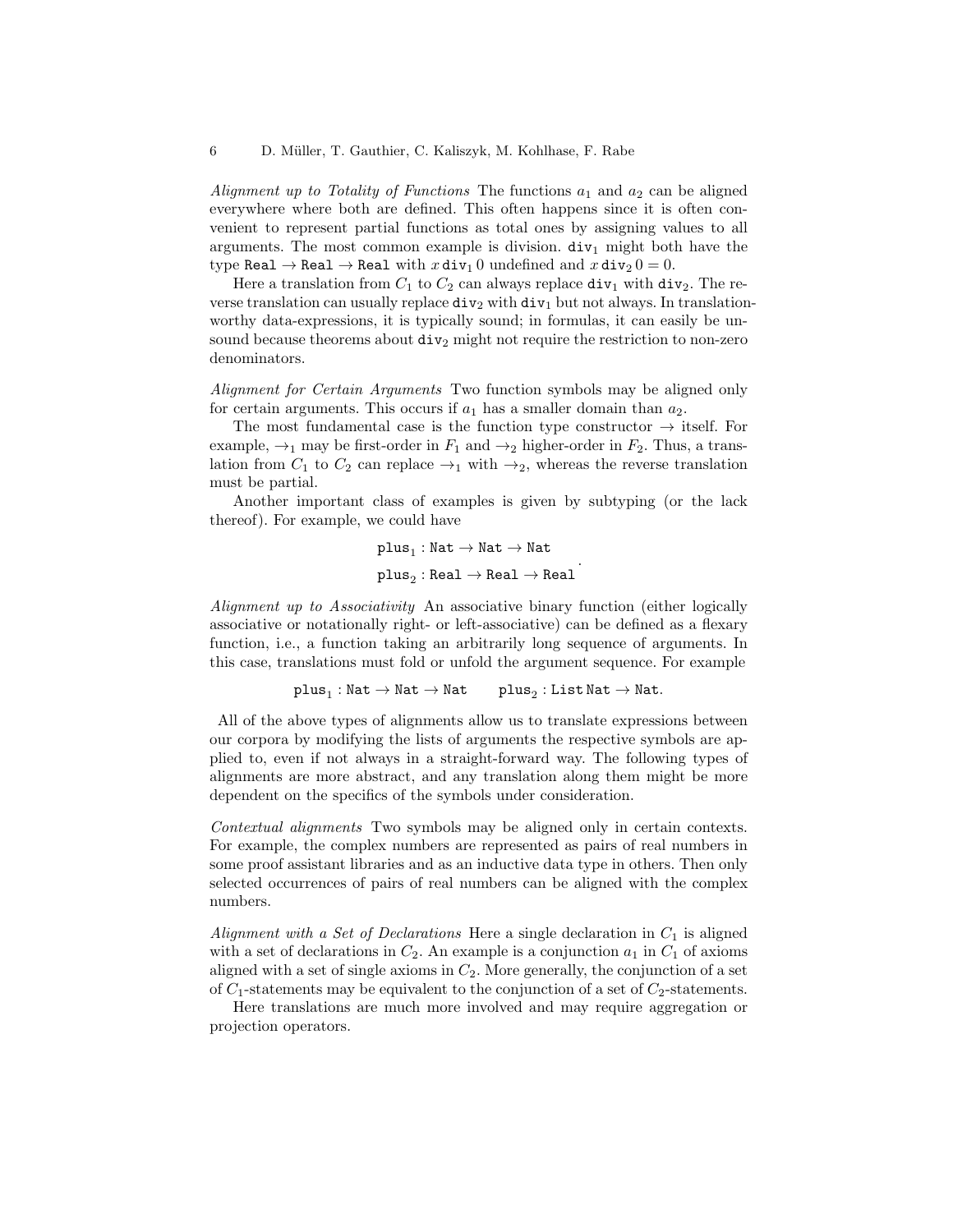*Alignment up to Totality of Functions* The functions $a_1$ and $a_2$ can be aligned everywhere where both are defined. This often happens since it is often convenient to represent partial functions as total ones by assigning values to all arguments. The most common example is division. $\mathtt{div}_1$ might both have the type $\mathtt{Real} \to \mathtt{Real} \to \mathtt{Real}$ with $x \,\mathtt{div}_1\, 0$ undefined and $x \,\mathtt{div}_2\, 0 = 0$.

Here a translation from $C_1$ to $C_2$ can always replace $\mathtt{div}_1$ with $\mathtt{div}_2$. The reverse translation can usually replace $\mathtt{div}_2$ with $\mathtt{div}_1$ but not always. In translation-worthy data-expressions, it is typically sound; in formulas, it can easily be unsound because theorems about $\mathtt{div}_2$ might not require the restriction to non-zero denominators.

*Alignment for Certain Arguments* Two function symbols may be aligned only for certain arguments. This occurs if $a_1$ has a smaller domain than $a_2$.

The most fundamental case is the function type constructor $\to$ itself. For example, $\to_1$ may be first-order in $F_1$ and $\to_2$ higher-order in $F_2$. Thus, a translation from $C_1$ to $C_2$ can replace $\to_1$ with $\to_2$, whereas the reverse translation must be partial.

Another important class of examples is given by subtyping (or the lack thereof). For example, we could have

$$\mathtt{plus}_1 : \mathtt{Nat} \to \mathtt{Nat} \to \mathtt{Nat}$$
$$\mathtt{plus}_2 : \mathtt{Real} \to \mathtt{Real} \to \mathtt{Real}.$$

*Alignment up to Associativity* An associative binary function (either logically associative or notationally right- or left-associative) can be defined as a flexary function, i.e., a function taking an arbitrarily long sequence of arguments. In this case, translations must fold or unfold the argument sequence. For example

$$\mathtt{plus}_1 : \mathtt{Nat} \to \mathtt{Nat} \to \mathtt{Nat} \qquad \mathtt{plus}_2 : \mathtt{List}\,\mathtt{Nat} \to \mathtt{Nat}.$$

All of the above types of alignments allow us to translate expressions between our corpora by modifying the lists of arguments the respective symbols are applied to, even if not always in a straight-forward way. The following types of alignments are more abstract, and any translation along them might be more dependent on the specifics of the symbols under consideration.

*Contextual alignments* Two symbols may be aligned only in certain contexts. For example, the complex numbers are represented as pairs of real numbers in some proof assistant libraries and as an inductive data type in others. Then only selected occurrences of pairs of real numbers can be aligned with the complex numbers.

*Alignment with a Set of Declarations* Here a single declaration in $C_1$ is aligned with a set of declarations in $C_2$. An example is a conjunction $a_1$ in $C_1$ of axioms aligned with a set of single axioms in $C_2$. More generally, the conjunction of a set of $C_1$-statements may be equivalent to the conjunction of a set of $C_2$-statements.

Here translations are much more involved and may require aggregation or projection operators.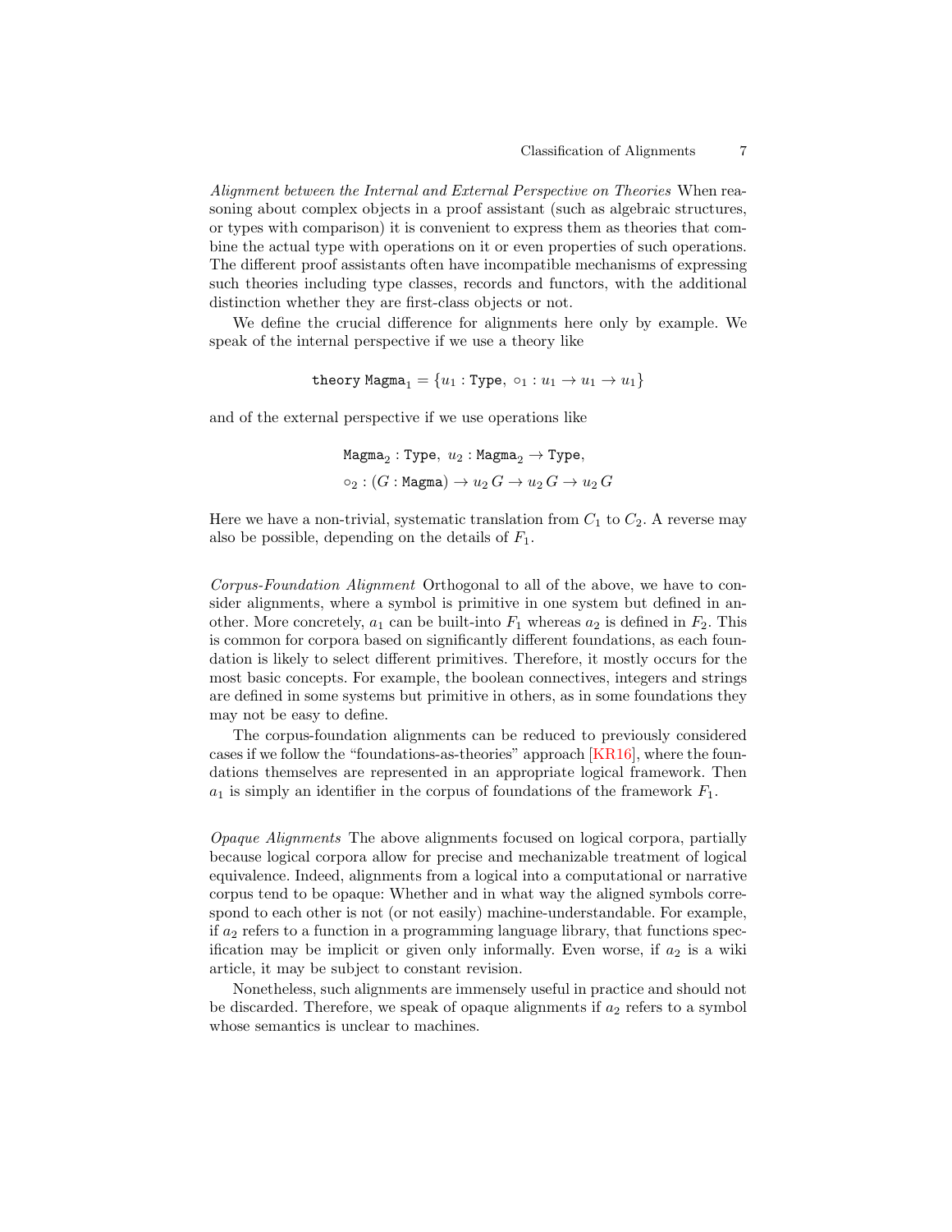*Alignment between the Internal and External Perspective on Theories* When reasoning about complex objects in a proof assistant (such as algebraic structures, or types with comparison) it is convenient to express them as theories that combine the actual type with operations on it or even properties of such operations. The different proof assistants often have incompatible mechanisms of expressing such theories including type classes, records and functors, with the additional distinction whether they are first-class objects or not.

We define the crucial difference for alignments here only by example. We speak of the internal perspective if we use a theory like

$$\texttt{theory Magma}_1 = \{u_1 : \texttt{Type},\ \circ_1 : u_1 \to u_1 \to u_1\}$$

and of the external perspective if we use operations like

$$\texttt{Magma}_2 : \texttt{Type},\ u_2 : \texttt{Magma}_2 \to \texttt{Type},$$
$$\circ_2 : (G : \texttt{Magma}) \to u_2\, G \to u_2\, G \to u_2\, G$$

Here we have a non-trivial, systematic translation from $C_1$ to $C_2$. A reverse may also be possible, depending on the details of $F_1$.

*Corpus-Foundation Alignment* Orthogonal to all of the above, we have to consider alignments, where a symbol is primitive in one system but defined in another. More concretely, $a_1$ can be built-into $F_1$ whereas $a_2$ is defined in $F_2$. This is common for corpora based on significantly different foundations, as each foundation is likely to select different primitives. Therefore, it mostly occurs for the most basic concepts. For example, the boolean connectives, integers and strings are defined in some systems but primitive in others, as in some foundations they may not be easy to define.

The corpus-foundation alignments can be reduced to previously considered cases if we follow the "foundations-as-theories" approach [KR16], where the foundations themselves are represented in an appropriate logical framework. Then $a_1$ is simply an identifier in the corpus of foundations of the framework $F_1$.

*Opaque Alignments* The above alignments focused on logical corpora, partially because logical corpora allow for precise and mechanizable treatment of logical equivalence. Indeed, alignments from a logical into a computational or narrative corpus tend to be opaque: Whether and in what way the aligned symbols correspond to each other is not (or not easily) machine-understandable. For example, if $a_2$ refers to a function in a programming language library, that functions specification may be implicit or given only informally. Even worse, if $a_2$ is a wiki article, it may be subject to constant revision.

Nonetheless, such alignments are immensely useful in practice and should not be discarded. Therefore, we speak of opaque alignments if $a_2$ refers to a symbol whose semantics is unclear to machines.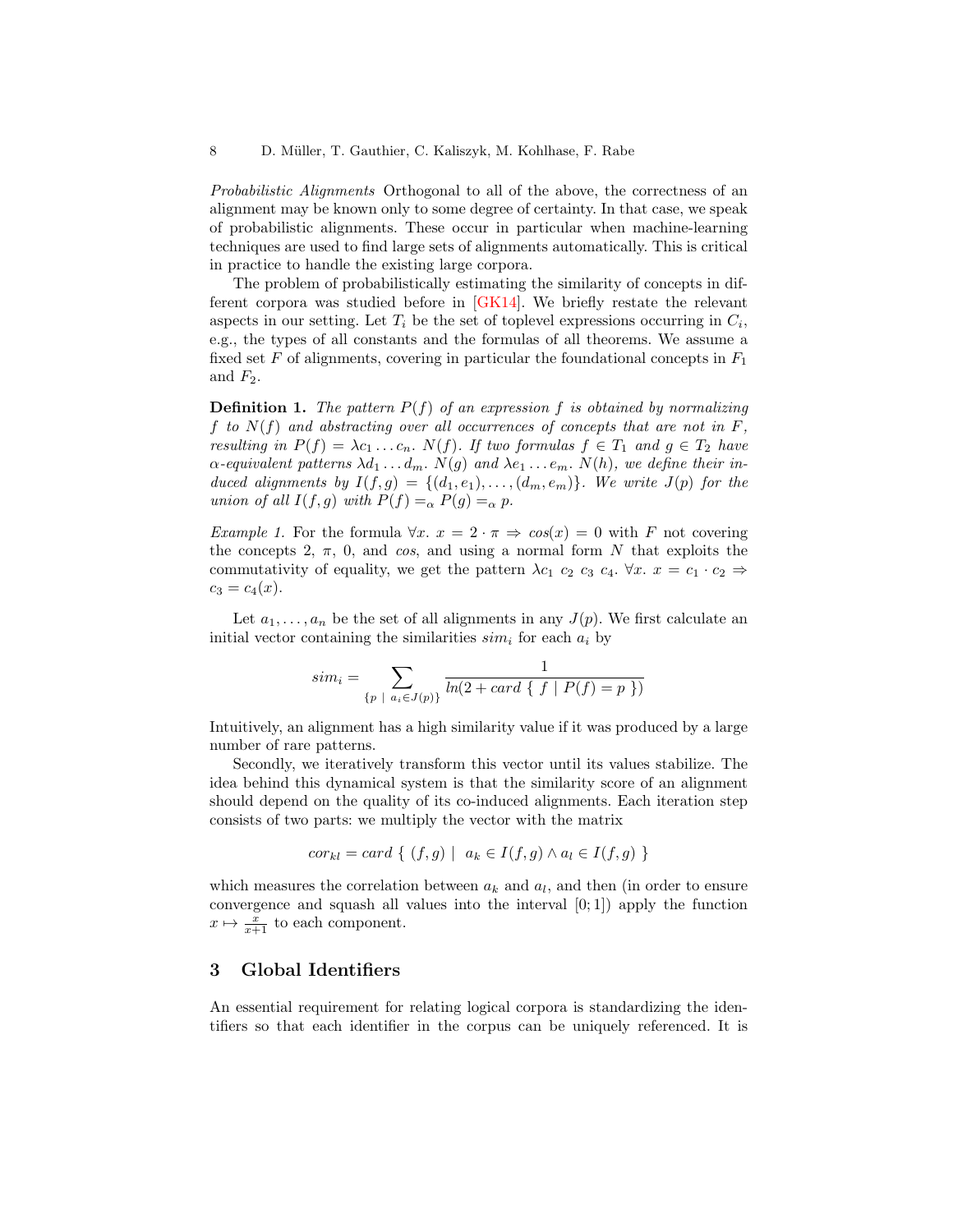*Probabilistic Alignments* Orthogonal to all of the above, the correctness of an alignment may be known only to some degree of certainty. In that case, we speak of probabilistic alignments. These occur in particular when machine-learning techniques are used to find large sets of alignments automatically. This is critical in practice to handle the existing large corpora.

The problem of probabilistically estimating the similarity of concepts in different corpora was studied before in [GK14]. We briefly restate the relevant aspects in our setting. Let $T_i$ be the set of toplevel expressions occurring in $C_i$, e.g., the types of all constants and the formulas of all theorems. We assume a fixed set $F$ of alignments, covering in particular the foundational concepts in $F_1$ and $F_2$.

**Definition 1.** *The pattern $P(f)$ of an expression $f$ is obtained by normalizing $f$ to $N(f)$ and abstracting over all occurrences of concepts that are not in $F$, resulting in $P(f) = \lambda c_1 \dots c_n.\ N(f)$. If two formulas $f \in T_1$ and $g \in T_2$ have $\alpha$-equivalent patterns $\lambda d_1 \dots d_m.\ N(g)$ and $\lambda e_1 \dots e_m.\ N(h)$, we define their induced alignments by $I(f, g) = \{(d_1, e_1), \dots, (d_m, e_m)\}$. We write $J(p)$ for the union of all $I(f, g)$ with $P(f) =_\alpha P(g) =_\alpha p$.*

*Example 1.* For the formula $\forall x.\ x = 2 \cdot \pi \Rightarrow cos(x) = 0$ with $F$ not covering the concepts $2$, $\pi$, $0$, and $cos$, and using a normal form $N$ that exploits the commutativity of equality, we get the pattern $\lambda c_1\ c_2\ c_3\ c_4.\ \forall x.\ x = c_1 \cdot c_2 \Rightarrow c_3 = c_4(x)$.

Let $a_1, \dots, a_n$ be the set of all alignments in any $J(p)$. We first calculate an initial vector containing the similarities $sim_i$ for each $a_i$ by

$$sim_i = \sum_{\{p \ \mid\ a_i \in J(p)\}} \frac{1}{ln(2 + card\ \{\ f \mid P(f) = p\ \})}$$

Intuitively, an alignment has a high similarity value if it was produced by a large number of rare patterns.

Secondly, we iteratively transform this vector until its values stabilize. The idea behind this dynamical system is that the similarity score of an alignment should depend on the quality of its co-induced alignments. Each iteration step consists of two parts: we multiply the vector with the matrix

$$cor_{kl} = card\ \{\ (f, g) \mid \ a_k \in I(f, g) \wedge a_l \in I(f, g)\ \}$$

which measures the correlation between $a_k$ and $a_l$, and then (in order to ensure convergence and squash all values into the interval $[0; 1]$) apply the function $x \mapsto \frac{x}{x+1}$ to each component.

## 3 Global Identifiers

An essential requirement for relating logical corpora is standardizing the identifiers so that each identifier in the corpus can be uniquely referenced. It is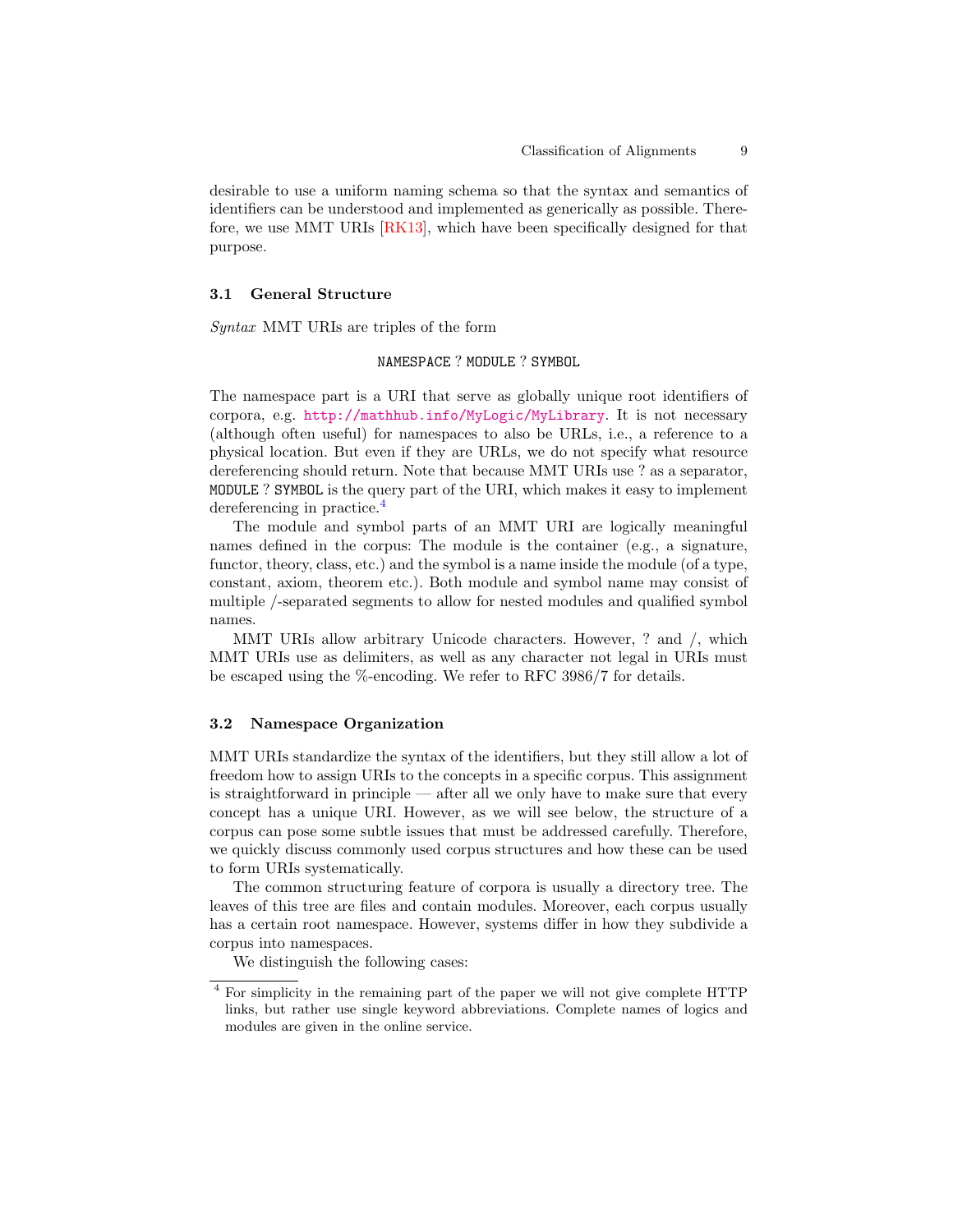desirable to use a uniform naming schema so that the syntax and semantics of identifiers can be understood and implemented as generically as possible. Therefore, we use MMT URIs [RK13], which have been specifically designed for that purpose.

### 3.1 General Structure

*Syntax* MMT URIs are triples of the form

`NAMESPACE ? MODULE ? SYMBOL`

The namespace part is a URI that serve as globally unique root identifiers of corpora, e.g. http://mathhub.info/MyLogic/MyLibrary. It is not necessary (although often useful) for namespaces to also be URLs, i.e., a reference to a physical location. But even if they are URLs, we do not specify what resource dereferencing should return. Note that because MMT URIs use ? as a separator, `MODULE ? SYMBOL` is the query part of the URI, which makes it easy to implement dereferencing in practice.[4]

The module and symbol parts of an MMT URI are logically meaningful names defined in the corpus: The module is the container (e.g., a signature, functor, theory, class, etc.) and the symbol is a name inside the module (of a type, constant, axiom, theorem etc.). Both module and symbol name may consist of multiple /-separated segments to allow for nested modules and qualified symbol names.

MMT URIs allow arbitrary Unicode characters. However, ? and /, which MMT URIs use as delimiters, as well as any character not legal in URIs must be escaped using the %-encoding. We refer to RFC 3986/7 for details.

### 3.2 Namespace Organization

MMT URIs standardize the syntax of the identifiers, but they still allow a lot of freedom how to assign URIs to the concepts in a specific corpus. This assignment is straightforward in principle — after all we only have to make sure that every concept has a unique URI. However, as we will see below, the structure of a corpus can pose some subtle issues that must be addressed carefully. Therefore, we quickly discuss commonly used corpus structures and how these can be used to form URIs systematically.

The common structuring feature of corpora is usually a directory tree. The leaves of this tree are files and contain modules. Moreover, each corpus usually has a certain root namespace. However, systems differ in how they subdivide a corpus into namespaces.

We distinguish the following cases:

[4] For simplicity in the remaining part of the paper we will not give complete HTTP links, but rather use single keyword abbreviations. Complete names of logics and modules are given in the online service.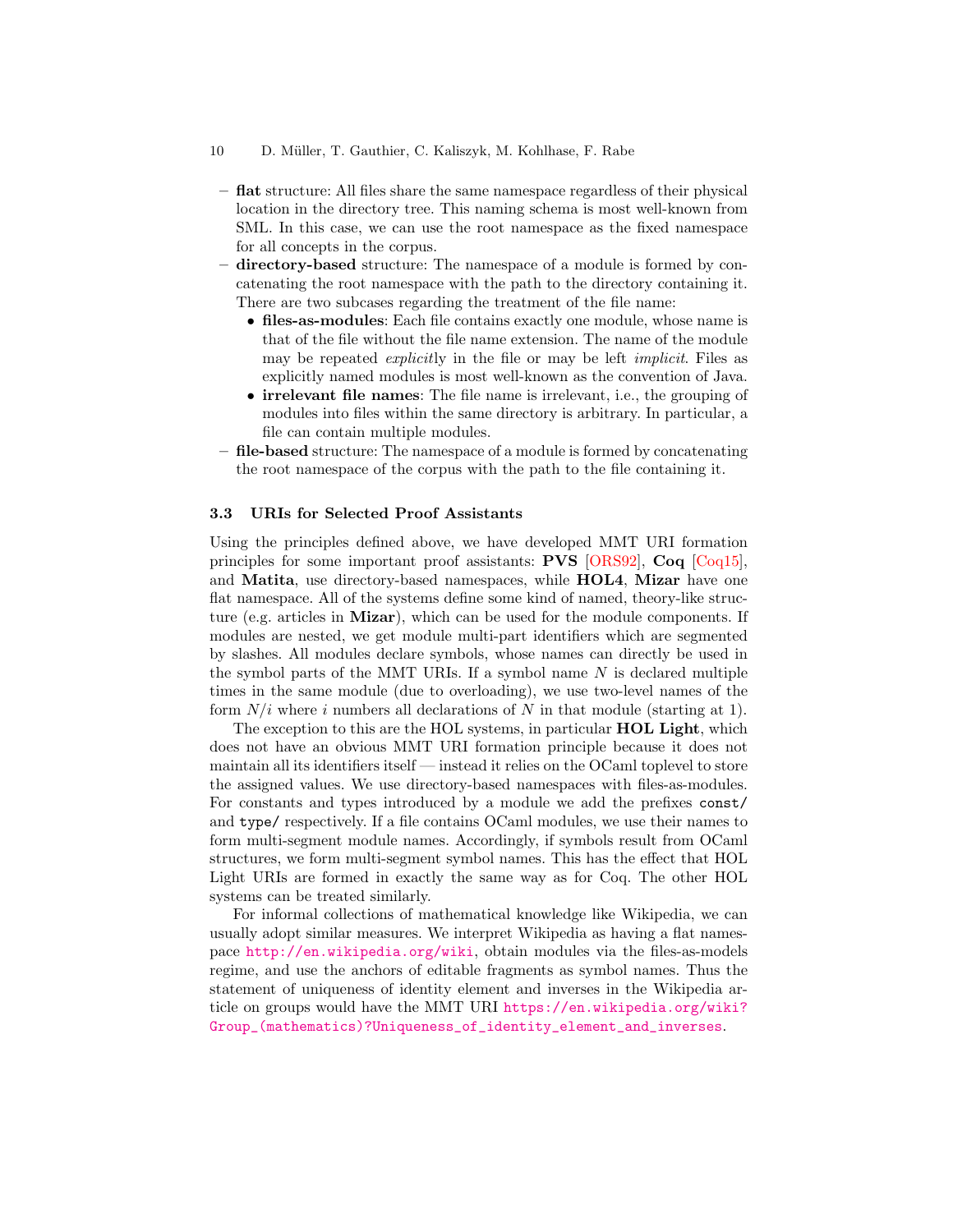- **flat** structure: All files share the same namespace regardless of their physical location in the directory tree. This naming schema is most well-known from SML. In this case, we can use the root namespace as the fixed namespace for all concepts in the corpus.
- **directory-based** structure: The namespace of a module is formed by concatenating the root namespace with the path to the directory containing it. There are two subcases regarding the treatment of the file name:
  - **files-as-modules**: Each file contains exactly one module, whose name is that of the file without the file name extension. The name of the module may be repeated *explicit*ly in the file or may be left *implicit*. Files as explicitly named modules is most well-known as the convention of Java.
  - **irrelevant file names**: The file name is irrelevant, i.e., the grouping of modules into files within the same directory is arbitrary. In particular, a file can contain multiple modules.
- **file-based** structure: The namespace of a module is formed by concatenating the root namespace of the corpus with the path to the file containing it.

### 3.3 URIs for Selected Proof Assistants

Using the principles defined above, we have developed MMT URI formation principles for some important proof assistants: **PVS** [ORS92], **Coq** [Coq15], and **Matita**, use directory-based namespaces, while **HOL4**, **Mizar** have one flat namespace. All of the systems define some kind of named, theory-like structure (e.g. articles in **Mizar**), which can be used for the module components. If modules are nested, we get module multi-part identifiers which are segmented by slashes. All modules declare symbols, whose names can directly be used in the symbol parts of the MMT URIs. If a symbol name $N$ is declared multiple times in the same module (due to overloading), we use two-level names of the form $N/i$ where $i$ numbers all declarations of $N$ in that module (starting at 1).

The exception to this are the HOL systems, in particular **HOL Light**, which does not have an obvious MMT URI formation principle because it does not maintain all its identifiers itself — instead it relies on the OCaml toplevel to store the assigned values. We use directory-based namespaces with files-as-modules. For constants and types introduced by a module we add the prefixes `const/` and `type/` respectively. If a file contains OCaml modules, we use their names to form multi-segment module names. Accordingly, if symbols result from OCaml structures, we form multi-segment symbol names. This has the effect that HOL Light URIs are formed in exactly the same way as for Coq. The other HOL systems can be treated similarly.

For informal collections of mathematical knowledge like Wikipedia, we can usually adopt similar measures. We interpret Wikipedia as having a flat namespace http://en.wikipedia.org/wiki, obtain modules via the files-as-models regime, and use the anchors of editable fragments as symbol names. Thus the statement of uniqueness of identity element and inverses in the Wikipedia article on groups would have the MMT URI https://en.wikipedia.org/wiki?Group_(mathematics)?Uniqueness_of_identity_element_and_inverses.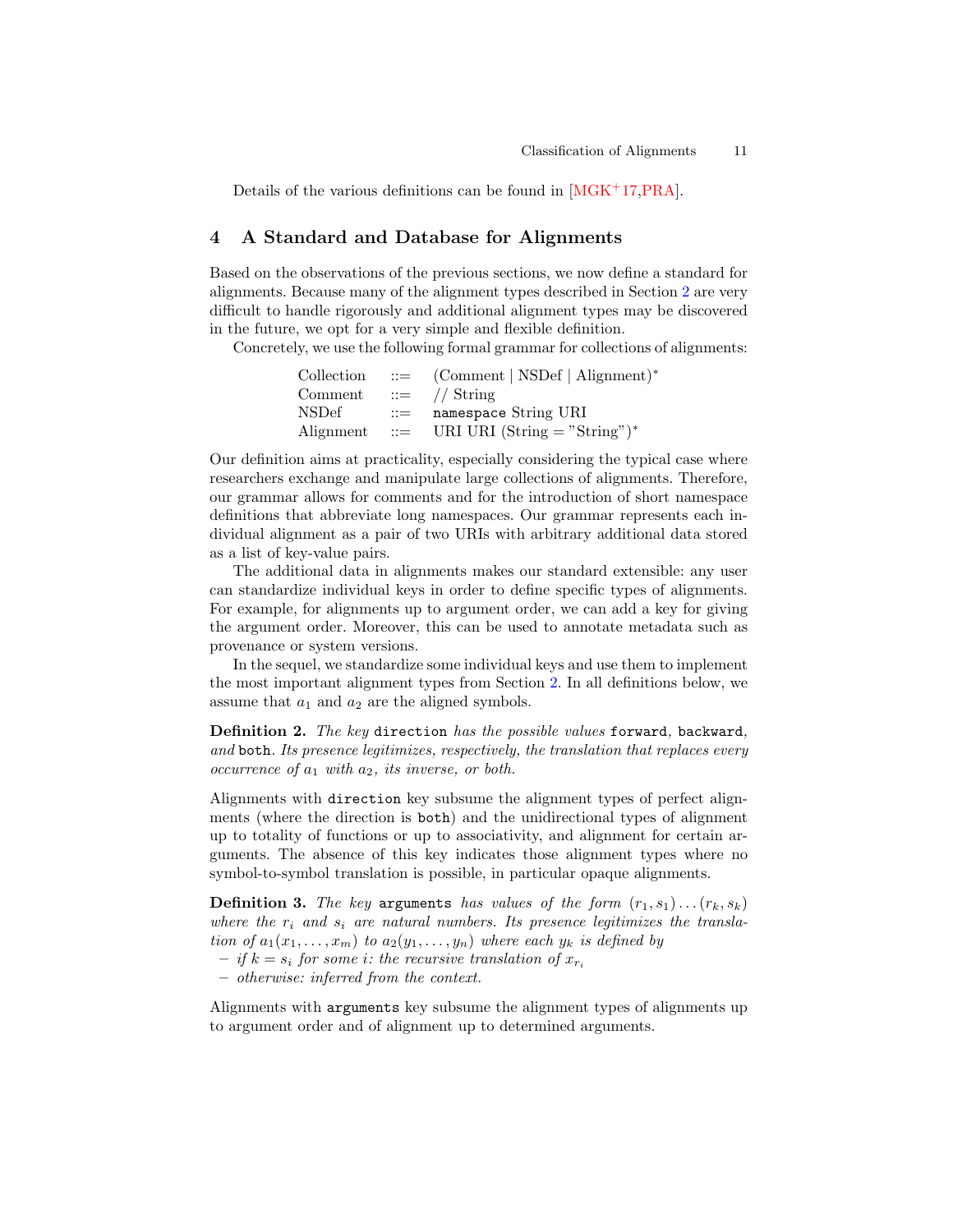Details of the various definitions can be found in [MGK+17,PRA].

## 4 A Standard and Database for Alignments

Based on the observations of the previous sections, we now define a standard for alignments. Because many of the alignment types described in Section 2 are very difficult to handle rigorously and additional alignment types may be discovered in the future, we opt for a very simple and flexible definition.

Concretely, we use the following formal grammar for collections of alignments:

| | | |
|---|---|---|
| Collection | ::= | (Comment \| NSDef \| Alignment)* |
| Comment | ::= | // String |
| NSDef | ::= | `namespace` String URI |
| Alignment | ::= | URI URI (String = "String")* |

Our definition aims at practicality, especially considering the typical case where researchers exchange and manipulate large collections of alignments. Therefore, our grammar allows for comments and for the introduction of short namespace definitions that abbreviate long namespaces. Our grammar represents each individual alignment as a pair of two URIs with arbitrary additional data stored as a list of key-value pairs.

The additional data in alignments makes our standard extensible: any user can standardize individual keys in order to define specific types of alignments. For example, for alignments up to argument order, we can add a key for giving the argument order. Moreover, this can be used to annotate metadata such as provenance or system versions.

In the sequel, we standardize some individual keys and use them to implement the most important alignment types from Section 2. In all definitions below, we assume that $a_1$ and $a_2$ are the aligned symbols.

**Definition 2.** *The key* `direction` *has the possible values* `forward`*,* `backward`*, and* `both`*. Its presence legitimizes, respectively, the translation that replaces every occurrence of $a_1$ with $a_2$, its inverse, or both.*

Alignments with `direction` key subsume the alignment types of perfect alignments (where the direction is `both`) and the unidirectional types of alignment up to totality of functions or up to associativity, and alignment for certain arguments. The absence of this key indicates those alignment types where no symbol-to-symbol translation is possible, in particular opaque alignments.

**Definition 3.** *The key* `arguments` *has values of the form $(r_1, s_1) \dots (r_k, s_k)$ where the $r_i$ and $s_i$ are natural numbers. Its presence legitimizes the translation of $a_1(x_1, \dots, x_m)$ to $a_2(y_1, \dots, y_n)$ where each $y_k$ is defined by*

- *if $k = s_i$ for some $i$: the recursive translation of $x_{r_i}$*
- *otherwise: inferred from the context.*

Alignments with `arguments` key subsume the alignment types of alignments up to argument order and of alignment up to determined arguments.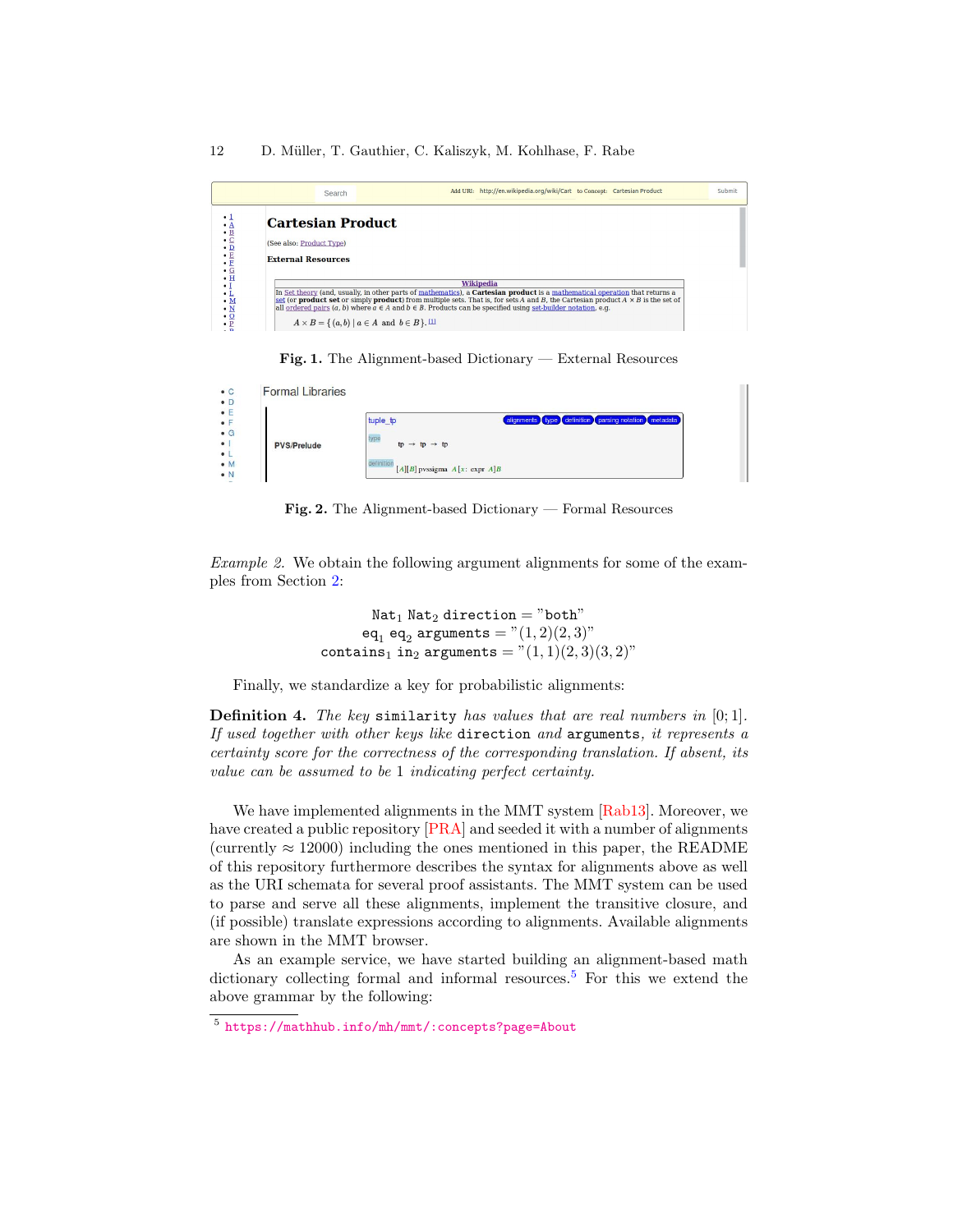Fig. 1. The Alignment-based Dictionary — External Resources

Fig. 2. The Alignment-based Dictionary — Formal Resources

*Example 2.* We obtain the following argument alignments for some of the examples from Section 2:

$$\begin{aligned} \texttt{Nat}_1\ \texttt{Nat}_2\ \texttt{direction} &= \text{"both"} \\ \texttt{eq}_1\ \texttt{eq}_2\ \texttt{arguments} &= \text{"}(1,2)(2,3)\text{"} \\ \texttt{contains}_1\ \texttt{in}_2\ \texttt{arguments} &= \text{"}(1,1)(2,3)(3,2)\text{"} \end{aligned}$$

Finally, we standardize a key for probabilistic alignments:

**Definition 4.** *The key* `similarity` *has values that are real numbers in* $[0;1]$. *If used together with other keys like* `direction` *and* `arguments`*, it represents a certainty score for the correctness of the corresponding translation. If absent, its value can be assumed to be* 1 *indicating perfect certainty.*

We have implemented alignments in the MMT system [Rab13]. Moreover, we have created a public repository [PRA] and seeded it with a number of alignments (currently $\approx 12000$) including the ones mentioned in this paper, the README of this repository furthermore describes the syntax for alignments above as well as the URI schemata for several proof assistants. The MMT system can be used to parse and serve all these alignments, implement the transitive closure, and (if possible) translate expressions according to alignments. Available alignments are shown in the MMT browser.

As an example service, we have started building an alignment-based math dictionary collecting formal and informal resources.[5] For this we extend the above grammar by the following:

[5] https://mathhub.info/mh/mmt/:concepts?page=About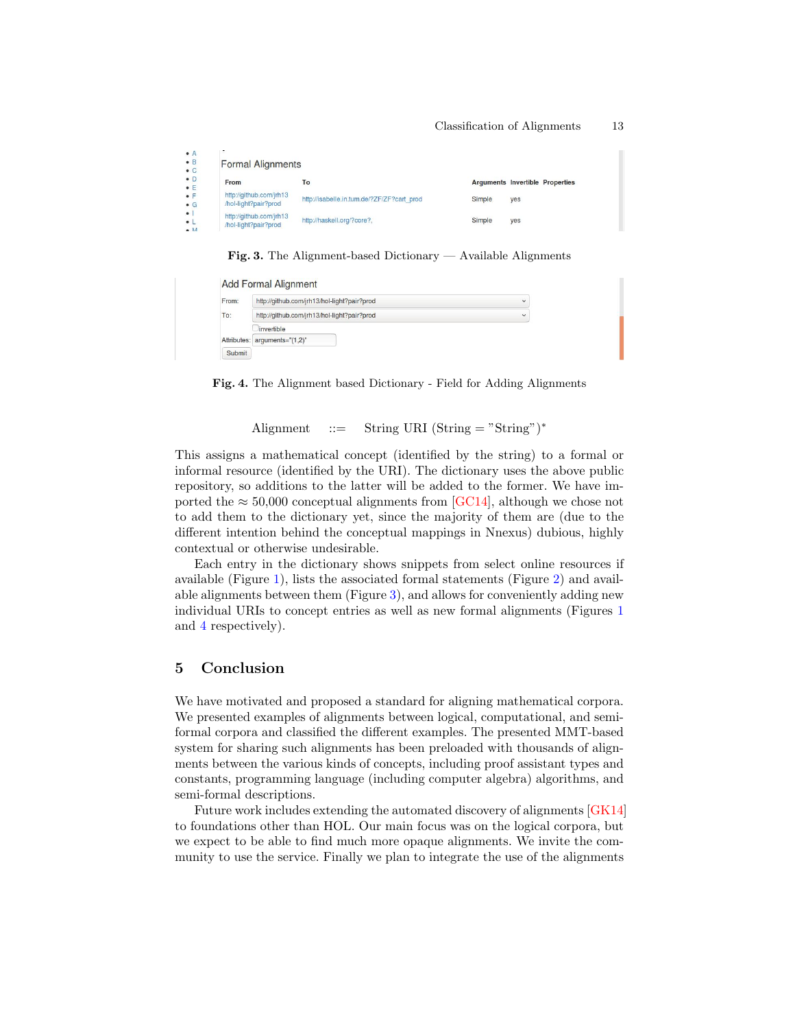| From | To | Arguments | Invertible | Properties |
|---|---|---|---|---|
| http://github.com/jrh13/hol-light?pair?prod | http://isabelle.in.tum.de/?ZF/ZF?cart_prod | Simple | yes | |
| http://github.com/jrh13/hol-light?pair?prod | http://haskell.org/?core?, | Simple | yes | |

**Fig. 3.** The Alignment-based Dictionary — Available Alignments

**Fig. 4.** The Alignment based Dictionary - Field for Adding Alignments

$$\text{Alignment} \quad ::= \quad \text{String URI (String = "String")}^*$$

This assigns a mathematical concept (identified by the string) to a formal or informal resource (identified by the URI). The dictionary uses the above public repository, so additions to the latter will be added to the former. We have imported the $\approx 50{,}000$ conceptual alignments from [GC14], although we chose not to add them to the dictionary yet, since the majority of them are (due to the different intention behind the conceptual mappings in Nnexus) dubious, highly contextual or otherwise undesirable.

Each entry in the dictionary shows snippets from select online resources if available (Figure 1), lists the associated formal statements (Figure 2) and available alignments between them (Figure 3), and allows for conveniently adding new individual URIs to concept entries as well as new formal alignments (Figures 1 and 4 respectively).

## 5 Conclusion

We have motivated and proposed a standard for aligning mathematical corpora. We presented examples of alignments between logical, computational, and semi-formal corpora and classified the different examples. The presented MMT-based system for sharing such alignments has been preloaded with thousands of alignments between the various kinds of concepts, including proof assistant types and constants, programming language (including computer algebra) algorithms, and semi-formal descriptions.

Future work includes extending the automated discovery of alignments [GK14] to foundations other than HOL. Our main focus was on the logical corpora, but we expect to be able to find much more opaque alignments. We invite the community to use the service. Finally we plan to integrate the use of the alignments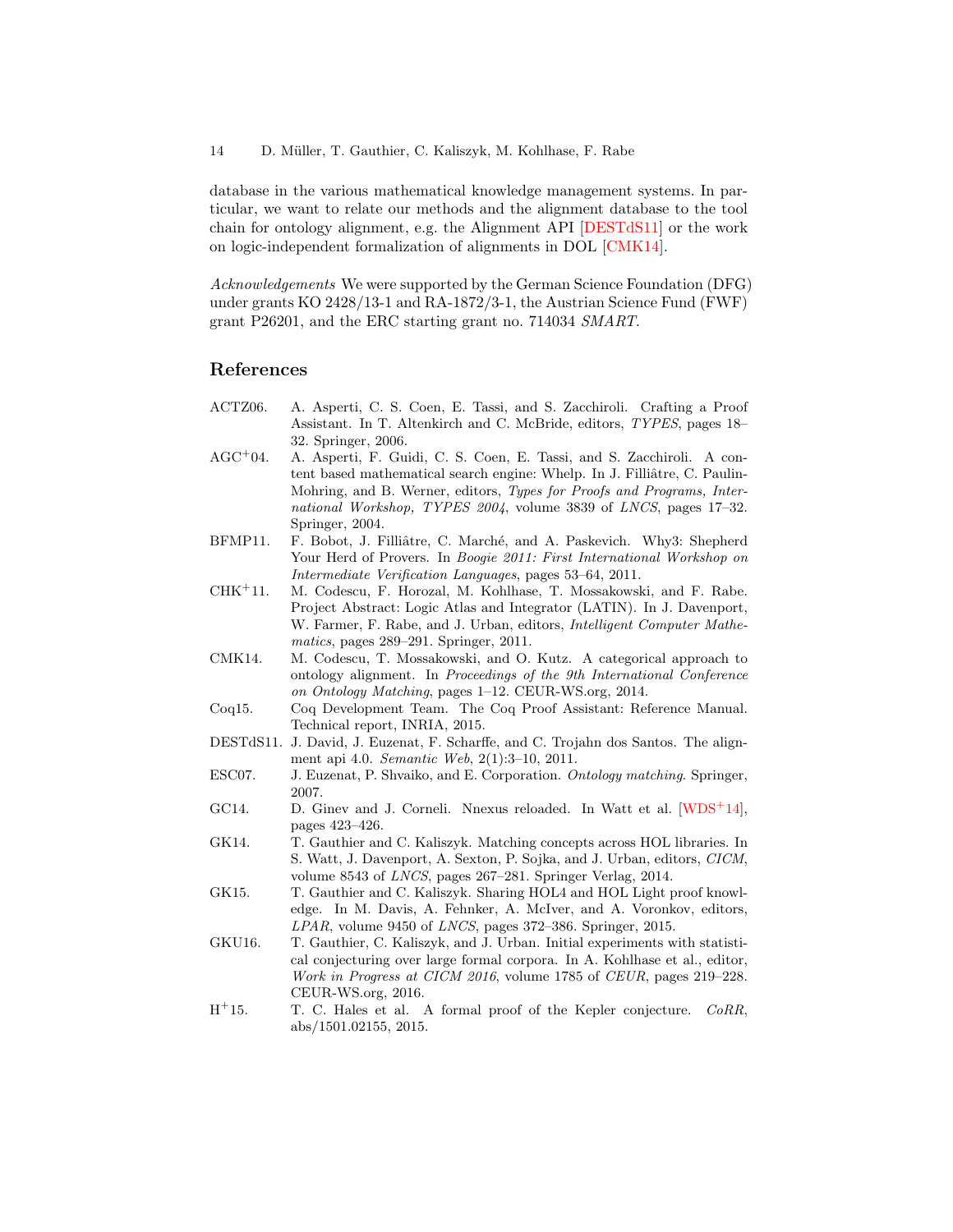database in the various mathematical knowledge management systems. In particular, we want to relate our methods and the alignment database to the tool chain for ontology alignment, e.g. the Alignment API [DESTdS11] or the work on logic-independent formalization of alignments in DOL [CMK14].

*Acknowledgements* We were supported by the German Science Foundation (DFG) under grants KO 2428/13-1 and RA-1872/3-1, the Austrian Science Fund (FWF) grant P26201, and the ERC starting grant no. 714034 *SMART*.

## References

- ACTZ06. A. Asperti, C. S. Coen, E. Tassi, and S. Zacchiroli. Crafting a Proof Assistant. In T. Altenkirch and C. McBride, editors, *TYPES*, pages 18–32. Springer, 2006.
- AGC+04. A. Asperti, F. Guidi, C. S. Coen, E. Tassi, and S. Zacchiroli. A content based mathematical search engine: Whelp. In J. Filliâtre, C. Paulin-Mohring, and B. Werner, editors, *Types for Proofs and Programs, International Workshop, TYPES 2004*, volume 3839 of *LNCS*, pages 17–32. Springer, 2004.
- BFMP11. F. Bobot, J. Filliâtre, C. Marché, and A. Paskevich. Why3: Shepherd Your Herd of Provers. In *Boogie 2011: First International Workshop on Intermediate Verification Languages*, pages 53–64, 2011.
- CHK+11. M. Codescu, F. Horozal, M. Kohlhase, T. Mossakowski, and F. Rabe. Project Abstract: Logic Atlas and Integrator (LATIN). In J. Davenport, W. Farmer, F. Rabe, and J. Urban, editors, *Intelligent Computer Mathematics*, pages 289–291. Springer, 2011.
- CMK14. M. Codescu, T. Mossakowski, and O. Kutz. A categorical approach to ontology alignment. In *Proceedings of the 9th International Conference on Ontology Matching*, pages 1–12. CEUR-WS.org, 2014.
- Coq15. Coq Development Team. The Coq Proof Assistant: Reference Manual. Technical report, INRIA, 2015.
- DESTdS11. J. David, J. Euzenat, F. Scharffe, and C. Trojahn dos Santos. The alignment api 4.0. *Semantic Web*, 2(1):3–10, 2011.
- ESC07. J. Euzenat, P. Shvaiko, and E. Corporation. *Ontology matching*. Springer, 2007.
- GC14. D. Ginev and J. Corneli. Nnexus reloaded. In Watt et al. [WDS+14], pages 423–426.
- GK14. T. Gauthier and C. Kaliszyk. Matching concepts across HOL libraries. In S. Watt, J. Davenport, A. Sexton, P. Sojka, and J. Urban, editors, *CICM*, volume 8543 of *LNCS*, pages 267–281. Springer Verlag, 2014.
- GK15. T. Gauthier and C. Kaliszyk. Sharing HOL4 and HOL Light proof knowledge. In M. Davis, A. Fehnker, A. McIver, and A. Voronkov, editors, *LPAR*, volume 9450 of *LNCS*, pages 372–386. Springer, 2015.
- GKU16. T. Gauthier, C. Kaliszyk, and J. Urban. Initial experiments with statistical conjecturing over large formal corpora. In A. Kohlhase et al., editor, *Work in Progress at CICM 2016*, volume 1785 of *CEUR*, pages 219–228. CEUR-WS.org, 2016.
- H+15. T. C. Hales et al. A formal proof of the Kepler conjecture. *CoRR*, abs/1501.02155, 2015.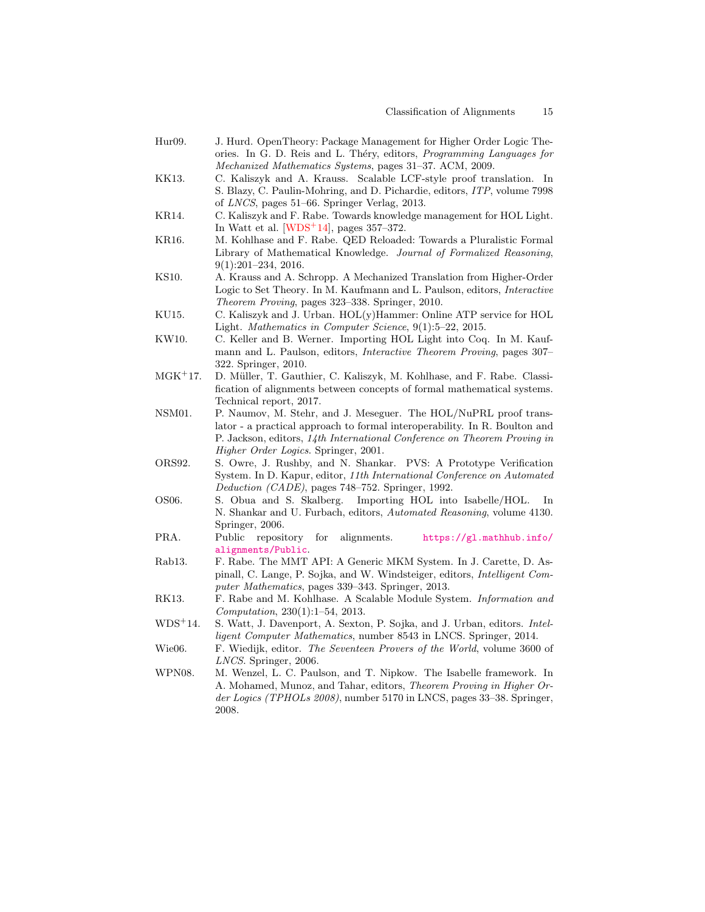Hur09. J. Hurd. OpenTheory: Package Management for Higher Order Logic Theories. In G. D. Reis and L. Théry, editors, *Programming Languages for Mechanized Mathematics Systems*, pages 31–37. ACM, 2009.

KK13. C. Kaliszyk and A. Krauss. Scalable LCF-style proof translation. In S. Blazy, C. Paulin-Mohring, and D. Pichardie, editors, *ITP*, volume 7998 of *LNCS*, pages 51–66. Springer Verlag, 2013.

KR14. C. Kaliszyk and F. Rabe. Towards knowledge management for HOL Light. In Watt et al. [WDS+14], pages 357–372.

KR16. M. Kohlhase and F. Rabe. QED Reloaded: Towards a Pluralistic Formal Library of Mathematical Knowledge. *Journal of Formalized Reasoning*, 9(1):201–234, 2016.

KS10. A. Krauss and A. Schropp. A Mechanized Translation from Higher-Order Logic to Set Theory. In M. Kaufmann and L. Paulson, editors, *Interactive Theorem Proving*, pages 323–338. Springer, 2010.

KU15. C. Kaliszyk and J. Urban. HOL(y)Hammer: Online ATP service for HOL Light. *Mathematics in Computer Science*, 9(1):5–22, 2015.

KW10. C. Keller and B. Werner. Importing HOL Light into Coq. In M. Kaufmann and L. Paulson, editors, *Interactive Theorem Proving*, pages 307–322. Springer, 2010.

MGK+17. D. Müller, T. Gauthier, C. Kaliszyk, M. Kohlhase, and F. Rabe. Classification of alignments between concepts of formal mathematical systems. Technical report, 2017.

NSM01. P. Naumov, M. Stehr, and J. Meseguer. The HOL/NuPRL proof translator - a practical approach to formal interoperability. In R. Boulton and P. Jackson, editors, *14th International Conference on Theorem Proving in Higher Order Logics*. Springer, 2001.

ORS92. S. Owre, J. Rushby, and N. Shankar. PVS: A Prototype Verification System. In D. Kapur, editor, *11th International Conference on Automated Deduction (CADE)*, pages 748–752. Springer, 1992.

OS06. S. Obua and S. Skalberg. Importing HOL into Isabelle/HOL. In N. Shankar and U. Furbach, editors, *Automated Reasoning*, volume 4130. Springer, 2006.

PRA. Public repository for alignments. https://gl.mathhub.info/alignments/Public.

Rab13. F. Rabe. The MMT API: A Generic MKM System. In J. Carette, D. Aspinall, C. Lange, P. Sojka, and W. Windsteiger, editors, *Intelligent Computer Mathematics*, pages 339–343. Springer, 2013.

RK13. F. Rabe and M. Kohlhase. A Scalable Module System. *Information and Computation*, 230(1):1–54, 2013.

WDS+14. S. Watt, J. Davenport, A. Sexton, P. Sojka, and J. Urban, editors. *Intelligent Computer Mathematics*, number 8543 in LNCS. Springer, 2014.

Wie06. F. Wiedijk, editor. *The Seventeen Provers of the World*, volume 3600 of *LNCS*. Springer, 2006.

WPN08. M. Wenzel, L. C. Paulson, and T. Nipkow. The Isabelle framework. In A. Mohamed, Munoz, and Tahar, editors, *Theorem Proving in Higher Order Logics (TPHOLs 2008)*, number 5170 in LNCS, pages 33–38. Springer, 2008.